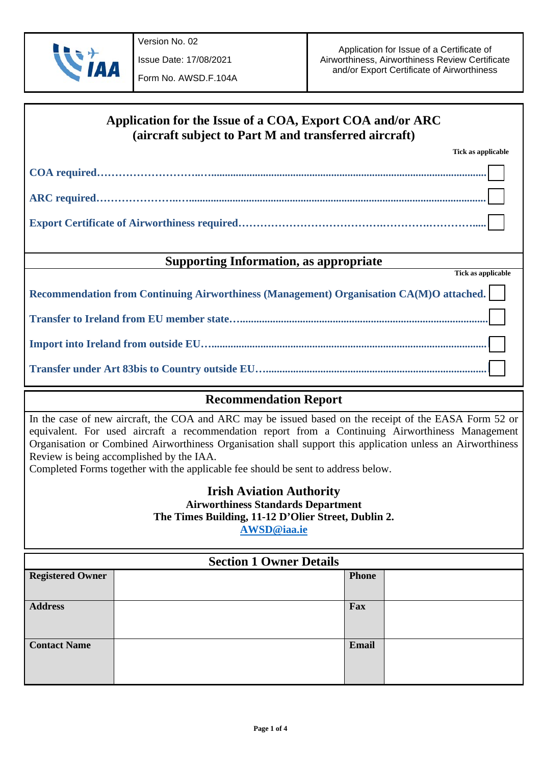| | Version No. 02<br>Issue Date: 17/08/2021<br>Form No. AWSD.F.104A | Application for Issue of a Certificate of Airworthiness, Airworthiness Review Certificate and/or Export Certificate of Airworthiness |
|---|---|---|

# Application for the Issue of a COA, Export COA and/or ARC (aircraft subject to Part M and transferred aircraft)

**Tick as applicable**

- **COA required………………………..….......................................................................................................** ☐
- **ARC required…………………..…...............................................................................................................** ☐
- **Export Certificate of Airworthiness required…………………………………….…………….……………....** ☐

## Supporting Information, as appropriate

**Tick as applicable**

- **Recommendation from Continuing Airworthiness (Management) Organisation CA(M)O attached.** ☐
- **Transfer to Ireland from EU member state…..........................................................................................** ☐
- **Import into Ireland from outside EU…......................................................................................................** ☐
- **Transfer under Art 83bis to Country outside EU…...................................................................................** ☐

## Recommendation Report

In the case of new aircraft, the COA and ARC may be issued based on the receipt of the EASA Form 52 or equivalent. For used aircraft a recommendation report from a Continuing Airworthiness Management Organisation or Combined Airworthiness Organisation shall support this application unless an Airworthiness Review is being accomplished by the IAA.

Completed Forms together with the applicable fee should be sent to address below.

**Irish Aviation Authority**
**Airworthiness Standards Department**
**The Times Building, 11-12 D'Olier Street, Dublin 2.**
**AWSD@iaa.ie**

## Section 1 Owner Details

| **Registered Owner** | | **Phone** | |
|---|---|---|---|
| **Address** | | **Fax** | |
| **Contact Name** | | **Email** | |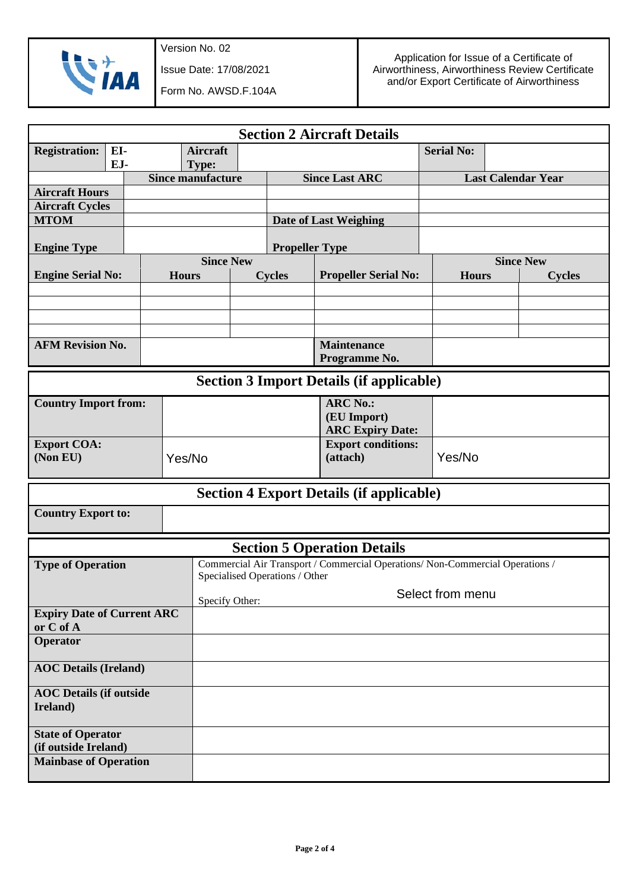| Version No. 02 | Application for Issue of a Certificate of Airworthiness, Airworthiness Review Certificate and/or Export Certificate of Airworthiness |
| --- | --- |
| Issue Date: 17/08/2021 | |
| Form No. AWSD.F.104A | |

## Section 2 Aircraft Details

| **Registration:** | **EI-** **EJ-** | **Aircraft Type:** | | **Serial No:** | |
| --- | --- | --- | --- | --- | --- |

| | **Since manufacture** | **Since Last ARC** | **Last Calendar Year** |
| --- | --- | --- | --- |
| **Aircraft Hours** | | | |
| **Aircraft Cycles** | | | |
| **MTOM** | | **Date of Last Weighing** | |
| **Engine Type** | | **Propeller Type** | |

| **Engine Serial No:** | **Since New** Hours | **Since New** Cycles | **Propeller Serial No:** | **Since New** Hours | **Since New** Cycles |
| --- | --- | --- | --- | --- | --- |
| | | | | | |
| | | | | | |
| | | | | | |
| | | | | | |
| **AFM Revision No.** | | | **Maintenance Programme No.** | | |

## Section 3 Import Details (if applicable)

| **Country Import from:** | | **ARC No.: (EU Import) ARC Expiry Date:** | |
| --- | --- | --- | --- |
| **Export COA: (Non EU)** | Yes/No | **Export conditions: (attach)** | Yes/No |

## Section 4 Export Details (if applicable)

| **Country Export to:** | |
| --- | --- |

## Section 5 Operation Details

| **Type of Operation** | Commercial Air Transport / Commercial Operations/ Non-Commercial Operations / Specialised Operations / Other<br>Specify Other: Select from menu |
| --- | --- |
| **Expiry Date of Current ARC or C of A** | |
| **Operator** | |
| **AOC Details (Ireland)** | |
| **AOC Details (if outside Ireland)** | |
| **State of Operator (if outside Ireland)** | |
| **Mainbase of Operation** | |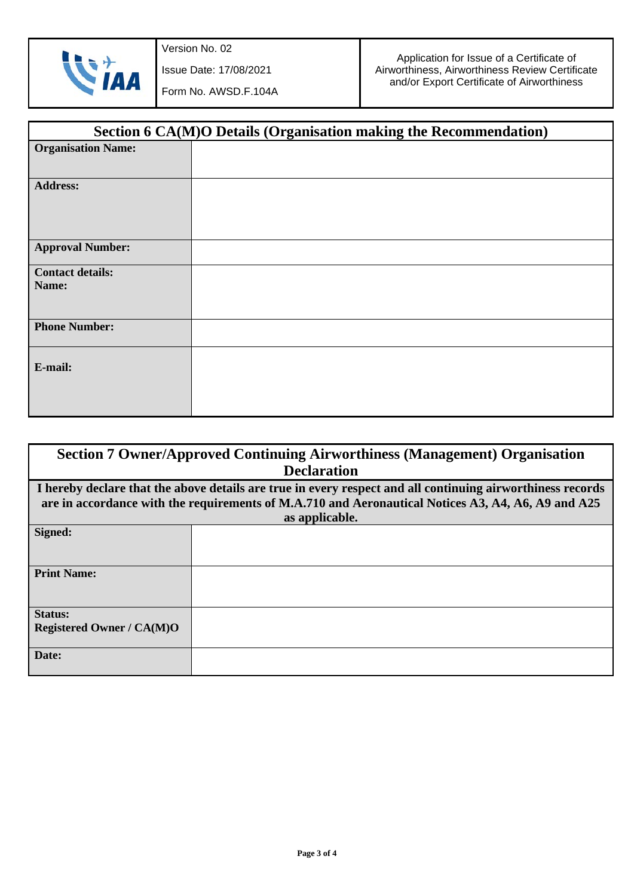## Section 6 CA(M)O Details (Organisation making the Recommendation)

| | |
|---|---|
| **Organisation Name:** | |
| **Address:** | |
| **Approval Number:** | |
| **Contact details:** **Name:** | |
| **Phone Number:** | |
| **E-mail:** | |

## Section 7 Owner/Approved Continuing Airworthiness (Management) Organisation Declaration

**I hereby declare that the above details are true in every respect and all continuing airworthiness records are in accordance with the requirements of M.A.710 and Aeronautical Notices A3, A4, A6, A9 and A25 as applicable.**

| | |
|---|---|
| **Signed:** | |
| **Print Name:** | |
| **Status:** **Registered Owner / CA(M)O** | |
| **Date:** | |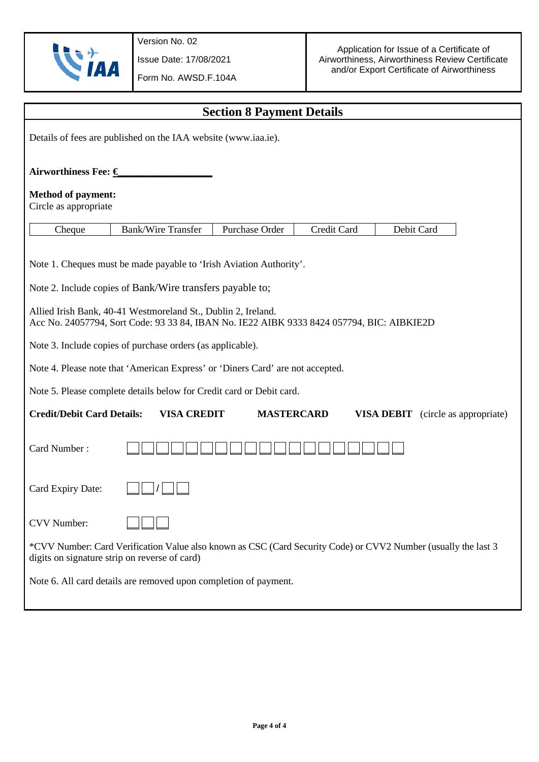| | | |
|---|---|---|
| IAA | Version No. 02<br>Issue Date: 17/08/2021<br>Form No. AWSD.F.104A | Application for Issue of a Certificate of Airworthiness, Airworthiness Review Certificate and/or Export Certificate of Airworthiness |

## Section 8 Payment Details

Details of fees are published on the IAA website (www.iaa.ie).

**Airworthiness Fee: €\_\_\_\_\_\_\_\_\_\_\_\_\_\_\_\_\_\_**

**Method of payment:**
Circle as appropriate

| | | | | |
|---|---|---|---|---|
| Cheque | Bank/Wire Transfer | Purchase Order | Credit Card | Debit Card |

Note 1. Cheques must be made payable to 'Irish Aviation Authority'.

Note 2. Include copies of Bank/Wire transfers payable to;

Allied Irish Bank, 40-41 Westmoreland St., Dublin 2, Ireland.
Acc No. 24057794, Sort Code: 93 33 84, IBAN No. IE22 AIBK 9333 8424 057794, BIC: AIBKIE2D

Note 3. Include copies of purchase orders (as applicable).

Note 4. Please note that 'American Express' or 'Diners Card' are not accepted.

Note 5. Please complete details below for Credit card or Debit card.

**Credit/Debit Card Details:** **VISA CREDIT** **MASTERCARD** **VISA DEBIT** (circle as appropriate)

Card Number : ☐☐☐☐☐☐☐☐☐☐☐☐☐☐☐☐☐☐☐

Card Expiry Date: ☐☐ / ☐☐

CVV Number: ☐☐☐

*CVV Number: Card Verification Value also known as CSC (Card Security Code) or CVV2 Number (usually the last 3 digits on signature strip on reverse of card)

Note 6. All card details are removed upon completion of payment.